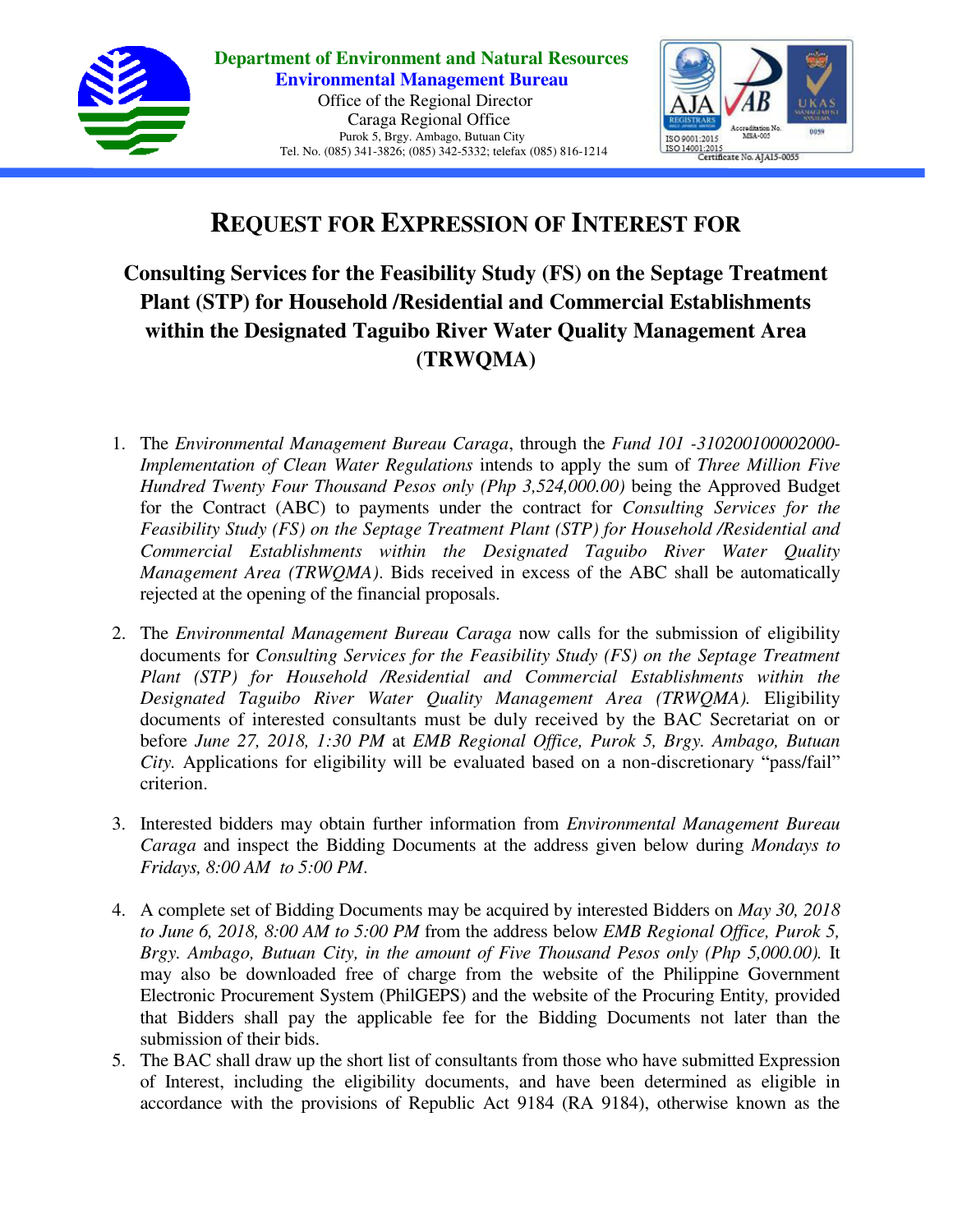**Department of Environment and Natural Resources**
**Environmental Management Bureau**
Office of the Regional Director
Caraga Regional Office
Purok 5, Brgy. Ambago, Butuan City
Tel. No. (085) 341-3826; (085) 342-5332; telefax (085) 816-1214

ISO 9001:2015
ISO 14001:2015
Certificate No. AJA15-0055

# REQUEST FOR EXPRESSION OF INTEREST FOR

## Consulting Services for the Feasibility Study (FS) on the Septage Treatment Plant (STP) for Household /Residential and Commercial Establishments within the Designated Taguibo River Water Quality Management Area (TRWQMA)

1. The *Environmental Management Bureau Caraga*, through the *Fund 101 -310200100002000-Implementation of Clean Water Regulations* intends to apply the sum of *Three Million Five Hundred Twenty Four Thousand Pesos only (Php 3,524,000.00)* being the Approved Budget for the Contract (ABC) to payments under the contract for *Consulting Services for the Feasibility Study (FS) on the Septage Treatment Plant (STP) for Household /Residential and Commercial Establishments within the Designated Taguibo River Water Quality Management Area (TRWQMA)*. Bids received in excess of the ABC shall be automatically rejected at the opening of the financial proposals.

2. The *Environmental Management Bureau Caraga* now calls for the submission of eligibility documents for *Consulting Services for the Feasibility Study (FS) on the Septage Treatment Plant (STP) for Household /Residential and Commercial Establishments within the Designated Taguibo River Water Quality Management Area (TRWQMA).* Eligibility documents of interested consultants must be duly received by the BAC Secretariat on or before *June 27, 2018, 1:30 PM* at *EMB Regional Office, Purok 5, Brgy. Ambago, Butuan City.* Applications for eligibility will be evaluated based on a non-discretionary "pass/fail" criterion.

3. Interested bidders may obtain further information from *Environmental Management Bureau Caraga* and inspect the Bidding Documents at the address given below during *Mondays to Fridays, 8:00 AM to 5:00 PM*.

4. A complete set of Bidding Documents may be acquired by interested Bidders on *May 30, 2018 to June 6, 2018, 8:00 AM to 5:00 PM* from the address below *EMB Regional Office, Purok 5, Brgy. Ambago, Butuan City, in the amount of Five Thousand Pesos only (Php 5,000.00).* It may also be downloaded free of charge from the website of the Philippine Government Electronic Procurement System (PhilGEPS) and the website of the Procuring Entity*,* provided that Bidders shall pay the applicable fee for the Bidding Documents not later than the submission of their bids.

5. The BAC shall draw up the short list of consultants from those who have submitted Expression of Interest, including the eligibility documents, and have been determined as eligible in accordance with the provisions of Republic Act 9184 (RA 9184), otherwise known as the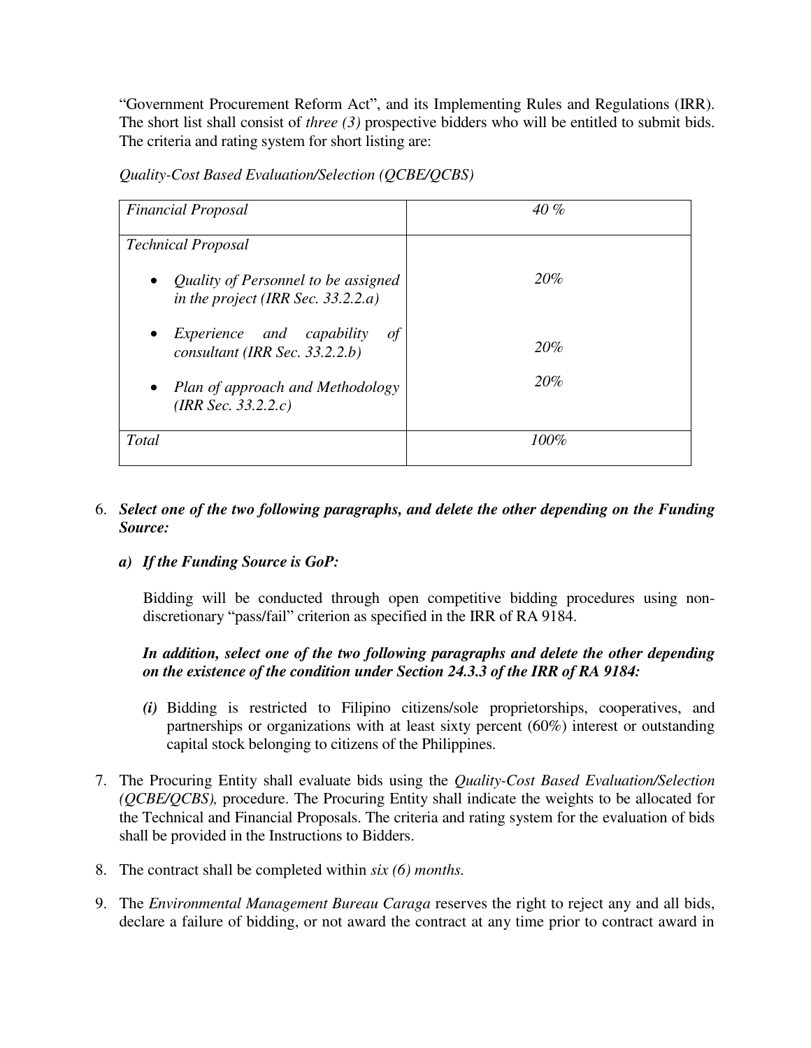"Government Procurement Reform Act", and its Implementing Rules and Regulations (IRR). The short list shall consist of *three (3)* prospective bidders who will be entitled to submit bids. The criteria and rating system for short listing are:

*Quality-Cost Based Evaluation/Selection (QCBE/QCBS)*

| *Financial Proposal* | *40 %* |
|---|---|
| *Technical Proposal*<br>• *Quality of Personnel to be assigned in the project (IRR Sec. 33.2.2.a)*<br>• *Experience and capability of consultant (IRR Sec. 33.2.2.b)*<br>• *Plan of approach and Methodology (IRR Sec. 33.2.2.c)* | <br>*20%*<br>*20%*<br>*20%* |
| *Total* | *100%* |

6. ***Select one of the two following paragraphs, and delete the other depending on the Funding Source:***

   ***a) If the Funding Source is GoP:***

   Bidding will be conducted through open competitive bidding procedures using non-discretionary "pass/fail" criterion as specified in the IRR of RA 9184.

   ***In addition, select one of the two following paragraphs and delete the other depending on the existence of the condition under Section 24.3.3 of the IRR of RA 9184:***

   ***(i)*** Bidding is restricted to Filipino citizens/sole proprietorships, cooperatives, and partnerships or organizations with at least sixty percent (60%) interest or outstanding capital stock belonging to citizens of the Philippines.

7. The Procuring Entity shall evaluate bids using the *Quality-Cost Based Evaluation/Selection (QCBE/QCBS),* procedure. The Procuring Entity shall indicate the weights to be allocated for the Technical and Financial Proposals. The criteria and rating system for the evaluation of bids shall be provided in the Instructions to Bidders.

8. The contract shall be completed within *six (6) months.*

9. The *Environmental Management Bureau Caraga* reserves the right to reject any and all bids, declare a failure of bidding, or not award the contract at any time prior to contract award in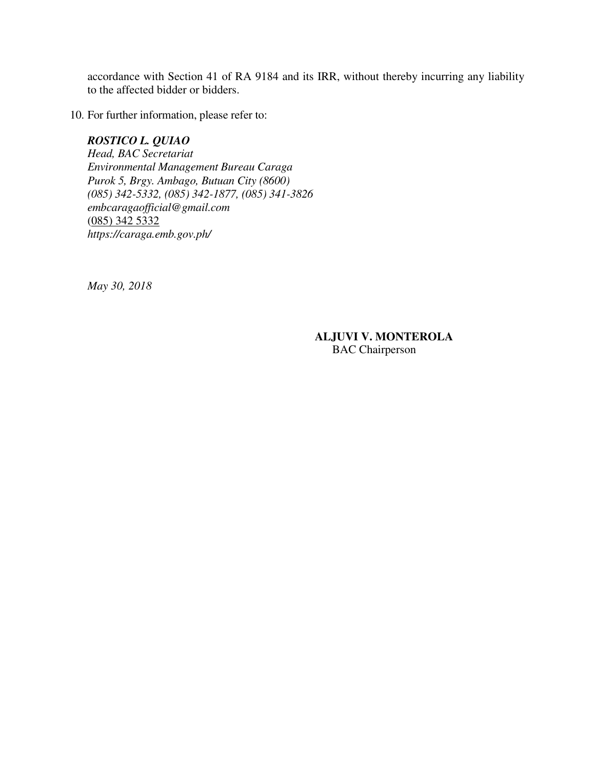accordance with Section 41 of RA 9184 and its IRR, without thereby incurring any liability to the affected bidder or bidders.

10. For further information, please refer to:

***ROSTICO L. QUIAO***
*Head, BAC Secretariat*
*Environmental Management Bureau Caraga*
*Purok 5, Brgy. Ambago, Butuan City (8600)*
*(085) 342-5332, (085) 342-1877, (085) 341-3826*
*embcaragaofficial@gmail.com*
(085) 342 5332
*https://caraga.emb.gov.ph/*

*May 30, 2018*

**ALJUVI V. MONTEROLA**
BAC Chairperson